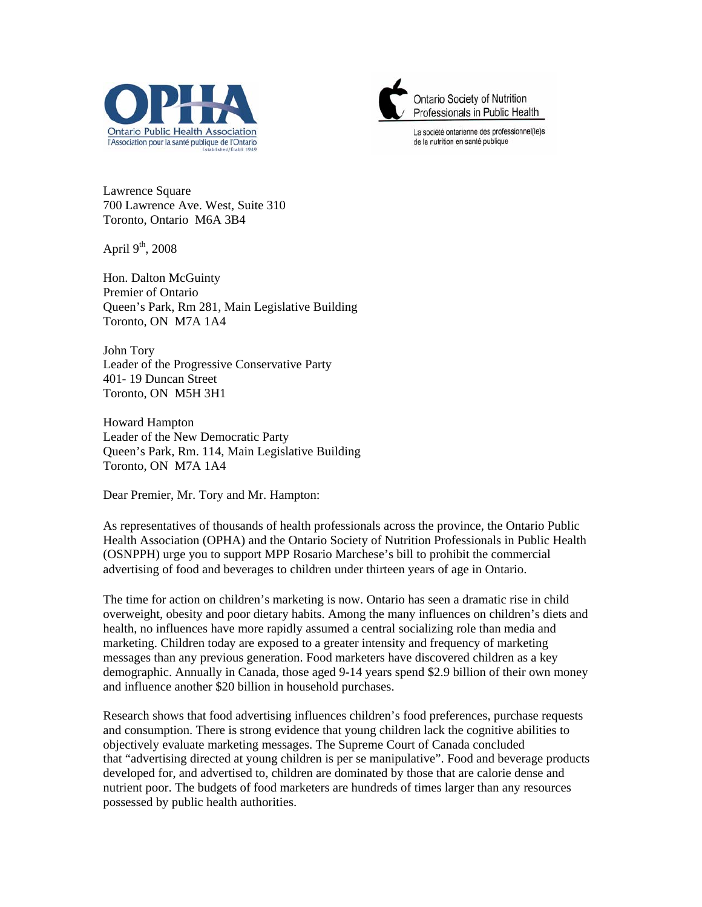OPHA
Ontario Public Health Association
l'Association pour la santé publique de l'Ontario
Established/Établi 1949

Ontario Society of Nutrition Professionals in Public Health
La société ontarienne des professionnel(le)s de la nutrition en santé publique

Lawrence Square
700 Lawrence Ave. West, Suite 310
Toronto, Ontario M6A 3B4

April 9th, 2008

Hon. Dalton McGuinty
Premier of Ontario
Queen's Park, Rm 281, Main Legislative Building
Toronto, ON M7A 1A4

John Tory
Leader of the Progressive Conservative Party
401- 19 Duncan Street
Toronto, ON M5H 3H1

Howard Hampton
Leader of the New Democratic Party
Queen's Park, Rm. 114, Main Legislative Building
Toronto, ON M7A 1A4

Dear Premier, Mr. Tory and Mr. Hampton:

As representatives of thousands of health professionals across the province, the Ontario Public Health Association (OPHA) and the Ontario Society of Nutrition Professionals in Public Health (OSNPPH) urge you to support MPP Rosario Marchese's bill to prohibit the commercial advertising of food and beverages to children under thirteen years of age in Ontario.

The time for action on children's marketing is now. Ontario has seen a dramatic rise in child overweight, obesity and poor dietary habits. Among the many influences on children's diets and health, no influences have more rapidly assumed a central socializing role than media and marketing. Children today are exposed to a greater intensity and frequency of marketing messages than any previous generation. Food marketers have discovered children as a key demographic. Annually in Canada, those aged 9-14 years spend $2.9 billion of their own money and influence another $20 billion in household purchases.

Research shows that food advertising influences children's food preferences, purchase requests and consumption. There is strong evidence that young children lack the cognitive abilities to objectively evaluate marketing messages. The Supreme Court of Canada concluded that "advertising directed at young children is per se manipulative". Food and beverage products developed for, and advertised to, children are dominated by those that are calorie dense and nutrient poor. The budgets of food marketers are hundreds of times larger than any resources possessed by public health authorities.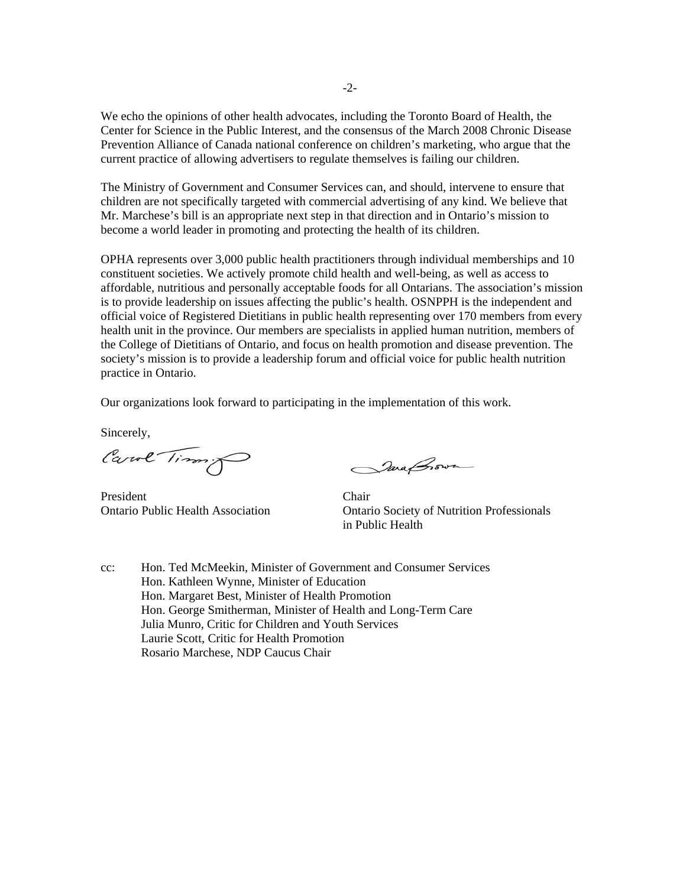We echo the opinions of other health advocates, including the Toronto Board of Health, the Center for Science in the Public Interest, and the consensus of the March 2008 Chronic Disease Prevention Alliance of Canada national conference on children's marketing, who argue that the current practice of allowing advertisers to regulate themselves is failing our children.

The Ministry of Government and Consumer Services can, and should, intervene to ensure that children are not specifically targeted with commercial advertising of any kind. We believe that Mr. Marchese's bill is an appropriate next step in that direction and in Ontario's mission to become a world leader in promoting and protecting the health of its children.

OPHA represents over 3,000 public health practitioners through individual memberships and 10 constituent societies. We actively promote child health and well-being, as well as access to affordable, nutritious and personally acceptable foods for all Ontarians. The association's mission is to provide leadership on issues affecting the public's health. OSNPPH is the independent and official voice of Registered Dietitians in public health representing over 170 members from every health unit in the province. Our members are specialists in applied human nutrition, members of the College of Dietitians of Ontario, and focus on health promotion and disease prevention. The society's mission is to provide a leadership forum and official voice for public health nutrition practice in Ontario.

Our organizations look forward to participating in the implementation of this work.

Sincerely,

President
Ontario Public Health Association

Chair
Ontario Society of Nutrition Professionals in Public Health

cc: Hon. Ted McMeekin, Minister of Government and Consumer Services
Hon. Kathleen Wynne, Minister of Education
Hon. Margaret Best, Minister of Health Promotion
Hon. George Smitherman, Minister of Health and Long-Term Care
Julia Munro, Critic for Children and Youth Services
Laurie Scott, Critic for Health Promotion
Rosario Marchese, NDP Caucus Chair